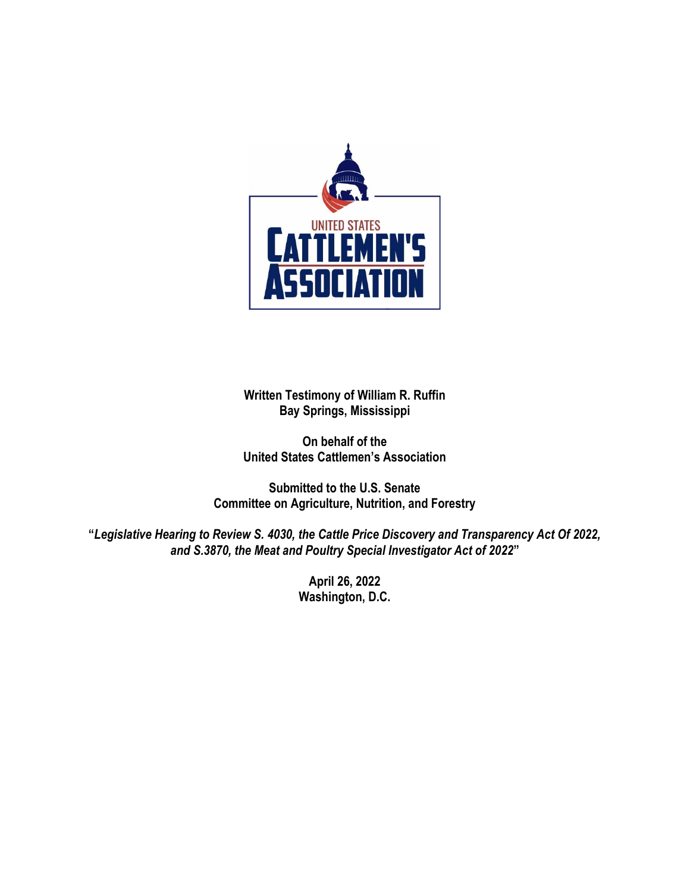**Written Testimony of William R. Ruffin**
**Bay Springs, Mississippi**

**On behalf of the**
**United States Cattlemen's Association**

**Submitted to the U.S. Senate**
**Committee on Agriculture, Nutrition, and Forestry**

**"*Legislative Hearing to Review S. 4030, the Cattle Price Discovery and Transparency Act Of 2022, and S.3870, the Meat and Poultry Special Investigator Act of 2022*"**

**April 26, 2022**
**Washington, D.C.**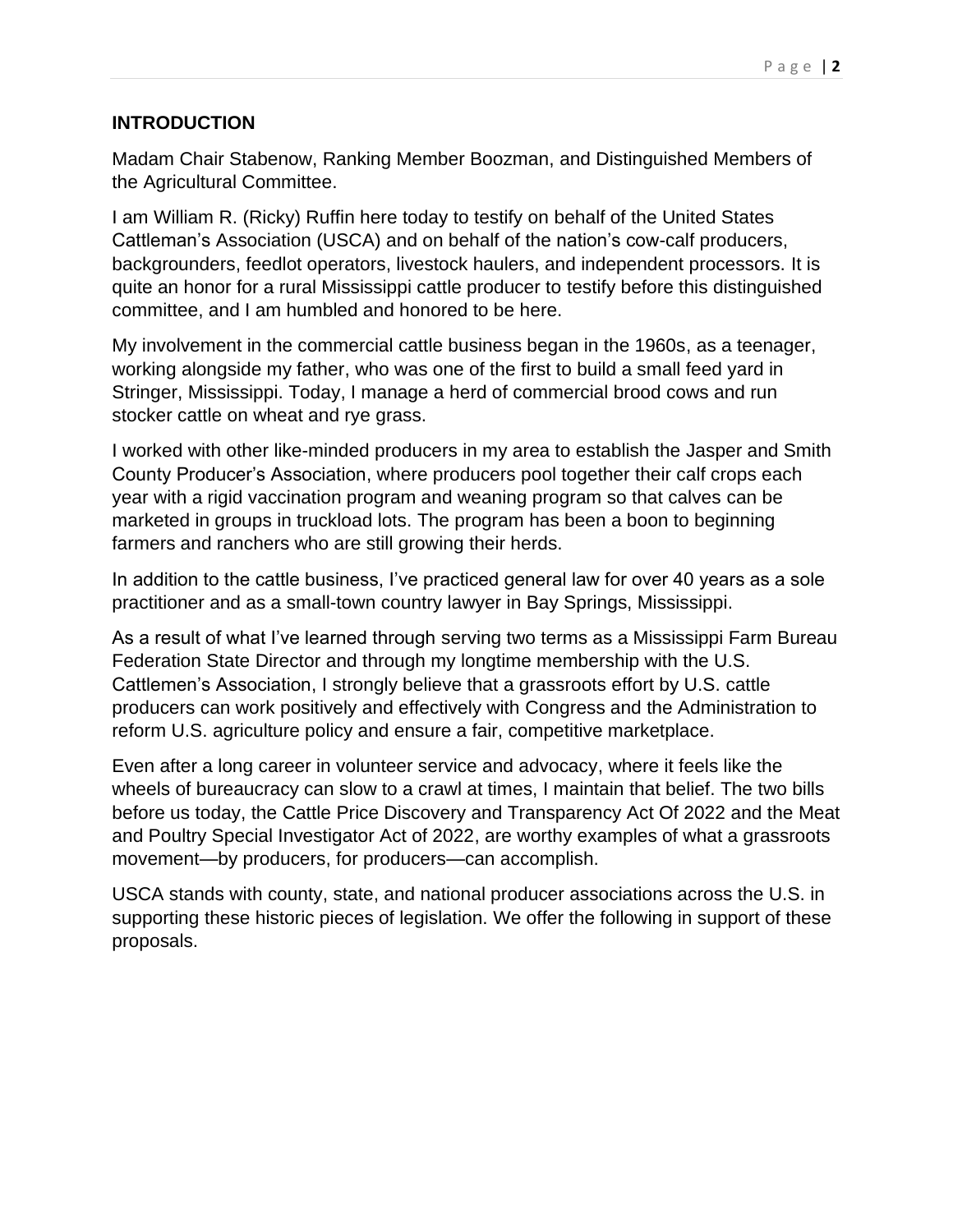## INTRODUCTION

Madam Chair Stabenow, Ranking Member Boozman, and Distinguished Members of the Agricultural Committee.

I am William R. (Ricky) Ruffin here today to testify on behalf of the United States Cattleman's Association (USCA) and on behalf of the nation's cow-calf producers, backgrounders, feedlot operators, livestock haulers, and independent processors. It is quite an honor for a rural Mississippi cattle producer to testify before this distinguished committee, and I am humbled and honored to be here.

My involvement in the commercial cattle business began in the 1960s, as a teenager, working alongside my father, who was one of the first to build a small feed yard in Stringer, Mississippi. Today, I manage a herd of commercial brood cows and run stocker cattle on wheat and rye grass.

I worked with other like-minded producers in my area to establish the Jasper and Smith County Producer's Association, where producers pool together their calf crops each year with a rigid vaccination program and weaning program so that calves can be marketed in groups in truckload lots. The program has been a boon to beginning farmers and ranchers who are still growing their herds.

In addition to the cattle business, I've practiced general law for over 40 years as a sole practitioner and as a small-town country lawyer in Bay Springs, Mississippi.

As a result of what I've learned through serving two terms as a Mississippi Farm Bureau Federation State Director and through my longtime membership with the U.S. Cattlemen's Association, I strongly believe that a grassroots effort by U.S. cattle producers can work positively and effectively with Congress and the Administration to reform U.S. agriculture policy and ensure a fair, competitive marketplace.

Even after a long career in volunteer service and advocacy, where it feels like the wheels of bureaucracy can slow to a crawl at times, I maintain that belief. The two bills before us today, the Cattle Price Discovery and Transparency Act Of 2022 and the Meat and Poultry Special Investigator Act of 2022, are worthy examples of what a grassroots movement—by producers, for producers—can accomplish.

USCA stands with county, state, and national producer associations across the U.S. in supporting these historic pieces of legislation. We offer the following in support of these proposals.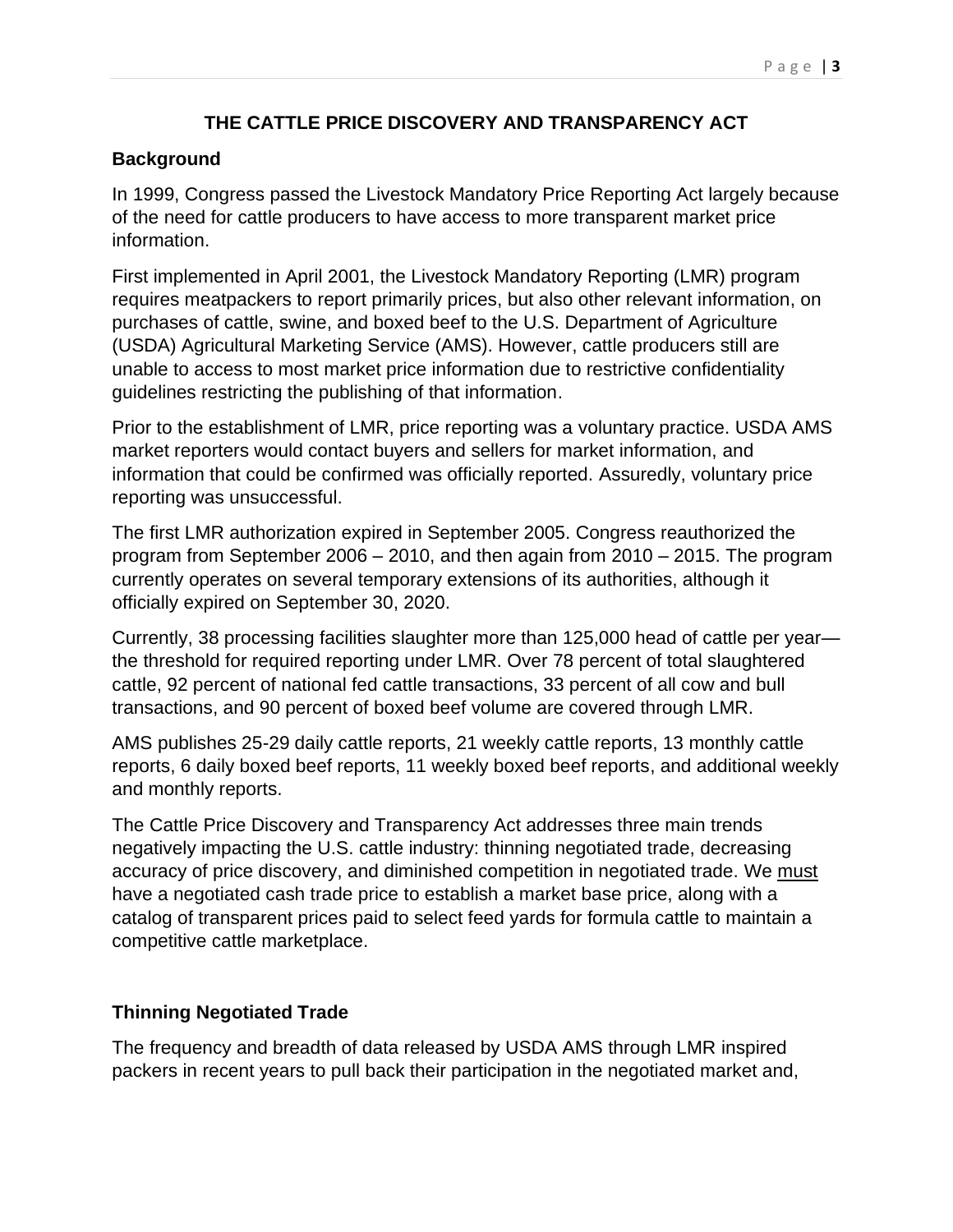# THE CATTLE PRICE DISCOVERY AND TRANSPARENCY ACT

## Background

In 1999, Congress passed the Livestock Mandatory Price Reporting Act largely because of the need for cattle producers to have access to more transparent market price information.

First implemented in April 2001, the Livestock Mandatory Reporting (LMR) program requires meatpackers to report primarily prices, but also other relevant information, on purchases of cattle, swine, and boxed beef to the U.S. Department of Agriculture (USDA) Agricultural Marketing Service (AMS). However, cattle producers still are unable to access to most market price information due to restrictive confidentiality guidelines restricting the publishing of that information.

Prior to the establishment of LMR, price reporting was a voluntary practice. USDA AMS market reporters would contact buyers and sellers for market information, and information that could be confirmed was officially reported. Assuredly, voluntary price reporting was unsuccessful.

The first LMR authorization expired in September 2005. Congress reauthorized the program from September 2006 – 2010, and then again from 2010 – 2015. The program currently operates on several temporary extensions of its authorities, although it officially expired on September 30, 2020.

Currently, 38 processing facilities slaughter more than 125,000 head of cattle per year—the threshold for required reporting under LMR. Over 78 percent of total slaughtered cattle, 92 percent of national fed cattle transactions, 33 percent of all cow and bull transactions, and 90 percent of boxed beef volume are covered through LMR.

AMS publishes 25-29 daily cattle reports, 21 weekly cattle reports, 13 monthly cattle reports, 6 daily boxed beef reports, 11 weekly boxed beef reports, and additional weekly and monthly reports.

The Cattle Price Discovery and Transparency Act addresses three main trends negatively impacting the U.S. cattle industry: thinning negotiated trade, decreasing accuracy of price discovery, and diminished competition in negotiated trade. We <u>must</u> have a negotiated cash trade price to establish a market base price, along with a catalog of transparent prices paid to select feed yards for formula cattle to maintain a competitive cattle marketplace.

## Thinning Negotiated Trade

The frequency and breadth of data released by USDA AMS through LMR inspired packers in recent years to pull back their participation in the negotiated market and,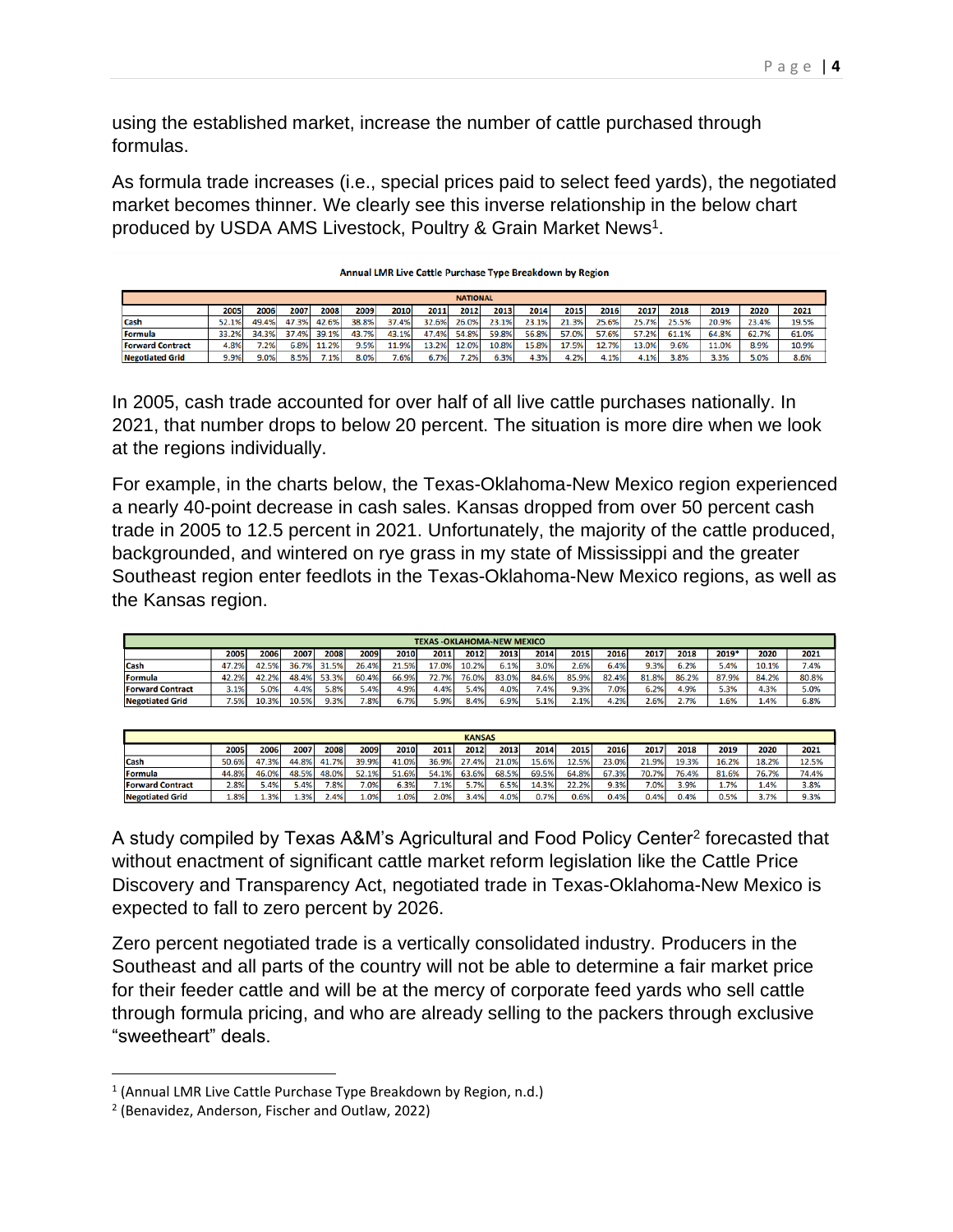using the established market, increase the number of cattle purchased through formulas.

As formula trade increases (i.e., special prices paid to select feed yards), the negotiated market becomes thinner. We clearly see this inverse relationship in the below chart produced by USDA AMS Livestock, Poultry & Grain Market News[1].

**Annual LMR Live Cattle Purchase Type Breakdown by Region**

| NATIONAL | 2005 | 2006 | 2007 | 2008 | 2009 | 2010 | 2011 | 2012 | 2013 | 2014 | 2015 | 2016 | 2017 | 2018 | 2019 | 2020 | 2021 |
|---|---|---|---|---|---|---|---|---|---|---|---|---|---|---|---|---|---|
| Cash | 52.1% | 49.4% | 47.3% | 42.6% | 38.8% | 37.4% | 32.6% | 26.0% | 23.1% | 23.1% | 21.3% | 25.6% | 25.7% | 25.5% | 20.9% | 23.4% | 19.5% |
| Formula | 33.2% | 34.3% | 37.4% | 39.1% | 43.7% | 43.1% | 47.4% | 54.8% | 59.8% | 56.8% | 57.0% | 57.6% | 57.2% | 61.1% | 64.8% | 62.7% | 61.0% |
| Forward Contract | 4.8% | 7.2% | 6.8% | 11.2% | 9.5% | 11.9% | 13.2% | 12.0% | 10.8% | 15.8% | 17.5% | 12.7% | 13.0% | 9.6% | 11.0% | 8.9% | 10.9% |
| Negotiated Grid | 9.9% | 9.0% | 8.5% | 7.1% | 8.0% | 7.6% | 6.7% | 7.2% | 6.3% | 4.3% | 4.2% | 4.1% | 4.1% | 3.8% | 3.3% | 5.0% | 8.6% |

In 2005, cash trade accounted for over half of all live cattle purchases nationally. In 2021, that number drops to below 20 percent. The situation is more dire when we look at the regions individually.

For example, in the charts below, the Texas-Oklahoma-New Mexico region experienced a nearly 40-point decrease in cash sales. Kansas dropped from over 50 percent cash trade in 2005 to 12.5 percent in 2021. Unfortunately, the majority of the cattle produced, backgrounded, and wintered on rye grass in my state of Mississippi and the greater Southeast region enter feedlots in the Texas-Oklahoma-New Mexico regions, as well as the Kansas region.

| TEXAS -OKLAHOMA-NEW MEXICO | 2005 | 2006 | 2007 | 2008 | 2009 | 2010 | 2011 | 2012 | 2013 | 2014 | 2015 | 2016 | 2017 | 2018 | 2019* | 2020 | 2021 |
|---|---|---|---|---|---|---|---|---|---|---|---|---|---|---|---|---|---|
| Cash | 47.2% | 42.5% | 36.7% | 31.5% | 26.4% | 21.5% | 17.0% | 10.2% | 6.1% | 3.0% | 2.6% | 6.4% | 9.3% | 6.2% | 5.4% | 10.1% | 7.4% |
| Formula | 42.2% | 42.2% | 48.4% | 53.3% | 60.4% | 66.9% | 72.7% | 76.0% | 83.0% | 84.6% | 85.9% | 82.4% | 81.8% | 86.2% | 87.9% | 84.2% | 80.8% |
| Forward Contract | 3.1% | 5.0% | 4.4% | 5.8% | 5.4% | 4.9% | 4.4% | 5.4% | 4.0% | 7.4% | 9.3% | 7.0% | 6.2% | 4.9% | 5.3% | 4.3% | 5.0% |
| Negotiated Grid | 7.5% | 10.3% | 10.5% | 9.3% | 7.8% | 6.7% | 5.9% | 8.4% | 6.9% | 5.1% | 2.1% | 4.2% | 2.6% | 2.7% | 1.6% | 1.4% | 6.8% |

| KANSAS | 2005 | 2006 | 2007 | 2008 | 2009 | 2010 | 2011 | 2012 | 2013 | 2014 | 2015 | 2016 | 2017 | 2018 | 2019 | 2020 | 2021 |
|---|---|---|---|---|---|---|---|---|---|---|---|---|---|---|---|---|---|
| Cash | 50.6% | 47.3% | 44.8% | 41.7% | 39.9% | 41.0% | 36.9% | 27.4% | 21.0% | 15.6% | 12.5% | 23.0% | 21.9% | 19.3% | 16.2% | 18.2% | 12.5% |
| Formula | 44.8% | 46.0% | 48.5% | 48.0% | 52.1% | 51.6% | 54.1% | 63.6% | 68.5% | 69.5% | 64.8% | 67.3% | 70.7% | 76.4% | 81.6% | 76.7% | 74.4% |
| Forward Contract | 2.8% | 5.4% | 5.4% | 7.8% | 7.0% | 6.3% | 7.1% | 5.7% | 6.5% | 14.3% | 22.2% | 9.3% | 7.0% | 3.9% | 1.7% | 1.4% | 3.8% |
| Negotiated Grid | 1.8% | 1.3% | 1.3% | 2.4% | 1.0% | 1.0% | 2.0% | 3.4% | 4.0% | 0.7% | 0.6% | 0.4% | 0.4% | 0.4% | 0.5% | 3.7% | 9.3% |

A study compiled by Texas A&M's Agricultural and Food Policy Center[2] forecasted that without enactment of significant cattle market reform legislation like the Cattle Price Discovery and Transparency Act, negotiated trade in Texas-Oklahoma-New Mexico is expected to fall to zero percent by 2026.

Zero percent negotiated trade is a vertically consolidated industry. Producers in the Southeast and all parts of the country will not be able to determine a fair market price for their feeder cattle and will be at the mercy of corporate feed yards who sell cattle through formula pricing, and who are already selling to the packers through exclusive "sweetheart" deals.

---

[1] (Annual LMR Live Cattle Purchase Type Breakdown by Region, n.d.)

[2] (Benavidez, Anderson, Fischer and Outlaw, 2022)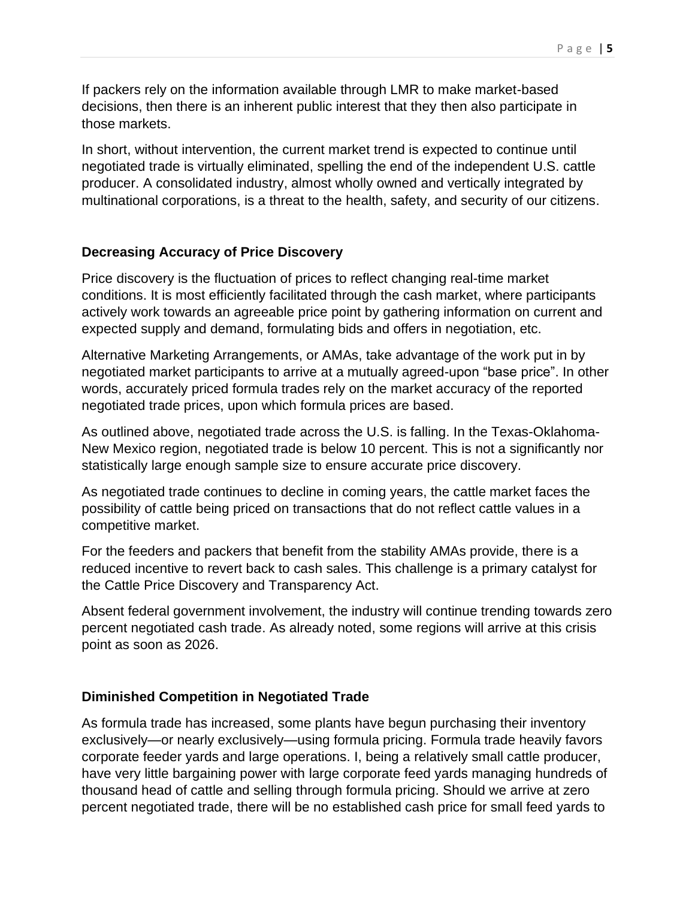If packers rely on the information available through LMR to make market-based decisions, then there is an inherent public interest that they then also participate in those markets.

In short, without intervention, the current market trend is expected to continue until negotiated trade is virtually eliminated, spelling the end of the independent U.S. cattle producer. A consolidated industry, almost wholly owned and vertically integrated by multinational corporations, is a threat to the health, safety, and security of our citizens.

### Decreasing Accuracy of Price Discovery

Price discovery is the fluctuation of prices to reflect changing real-time market conditions. It is most efficiently facilitated through the cash market, where participants actively work towards an agreeable price point by gathering information on current and expected supply and demand, formulating bids and offers in negotiation, etc.

Alternative Marketing Arrangements, or AMAs, take advantage of the work put in by negotiated market participants to arrive at a mutually agreed-upon "base price". In other words, accurately priced formula trades rely on the market accuracy of the reported negotiated trade prices, upon which formula prices are based.

As outlined above, negotiated trade across the U.S. is falling. In the Texas-Oklahoma-New Mexico region, negotiated trade is below 10 percent. This is not a significantly nor statistically large enough sample size to ensure accurate price discovery.

As negotiated trade continues to decline in coming years, the cattle market faces the possibility of cattle being priced on transactions that do not reflect cattle values in a competitive market.

For the feeders and packers that benefit from the stability AMAs provide, there is a reduced incentive to revert back to cash sales. This challenge is a primary catalyst for the Cattle Price Discovery and Transparency Act.

Absent federal government involvement, the industry will continue trending towards zero percent negotiated cash trade. As already noted, some regions will arrive at this crisis point as soon as 2026.

### Diminished Competition in Negotiated Trade

As formula trade has increased, some plants have begun purchasing their inventory exclusively—or nearly exclusively—using formula pricing. Formula trade heavily favors corporate feeder yards and large operations. I, being a relatively small cattle producer, have very little bargaining power with large corporate feed yards managing hundreds of thousand head of cattle and selling through formula pricing. Should we arrive at zero percent negotiated trade, there will be no established cash price for small feed yards to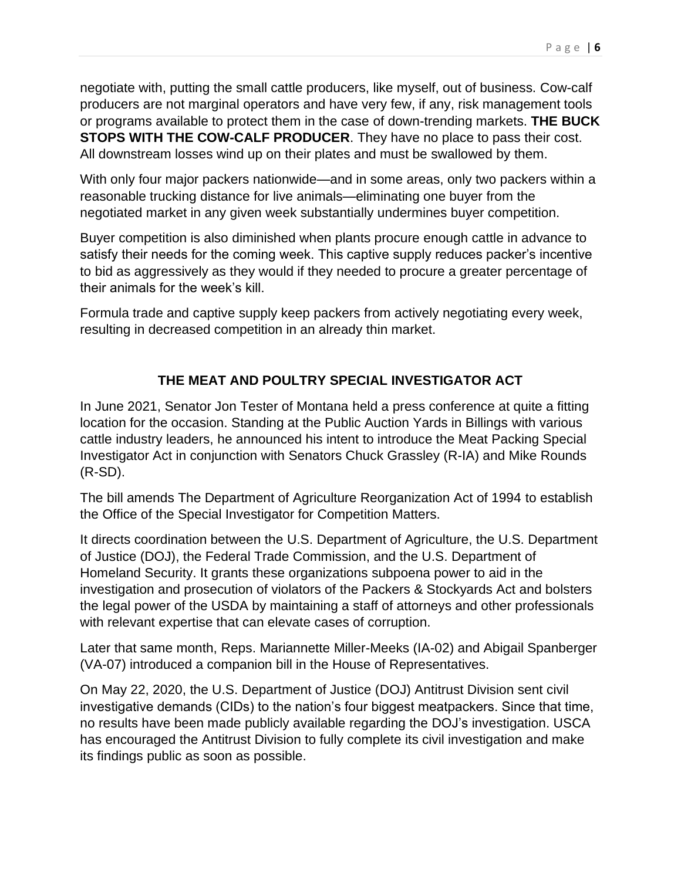negotiate with, putting the small cattle producers, like myself, out of business. Cow-calf producers are not marginal operators and have very few, if any, risk management tools or programs available to protect them in the case of down-trending markets. **THE BUCK STOPS WITH THE COW-CALF PRODUCER**. They have no place to pass their cost. All downstream losses wind up on their plates and must be swallowed by them.

With only four major packers nationwide—and in some areas, only two packers within a reasonable trucking distance for live animals—eliminating one buyer from the negotiated market in any given week substantially undermines buyer competition.

Buyer competition is also diminished when plants procure enough cattle in advance to satisfy their needs for the coming week. This captive supply reduces packer's incentive to bid as aggressively as they would if they needed to procure a greater percentage of their animals for the week's kill.

Formula trade and captive supply keep packers from actively negotiating every week, resulting in decreased competition in an already thin market.

## THE MEAT AND POULTRY SPECIAL INVESTIGATOR ACT

In June 2021, Senator Jon Tester of Montana held a press conference at quite a fitting location for the occasion. Standing at the Public Auction Yards in Billings with various cattle industry leaders, he announced his intent to introduce the Meat Packing Special Investigator Act in conjunction with Senators Chuck Grassley (R-IA) and Mike Rounds (R-SD).

The bill amends The Department of Agriculture Reorganization Act of 1994 to establish the Office of the Special Investigator for Competition Matters.

It directs coordination between the U.S. Department of Agriculture, the U.S. Department of Justice (DOJ), the Federal Trade Commission, and the U.S. Department of Homeland Security. It grants these organizations subpoena power to aid in the investigation and prosecution of violators of the Packers & Stockyards Act and bolsters the legal power of the USDA by maintaining a staff of attorneys and other professionals with relevant expertise that can elevate cases of corruption.

Later that same month, Reps. Mariannette Miller-Meeks (IA-02) and Abigail Spanberger (VA-07) introduced a companion bill in the House of Representatives.

On May 22, 2020, the U.S. Department of Justice (DOJ) Antitrust Division sent civil investigative demands (CIDs) to the nation's four biggest meatpackers. Since that time, no results have been made publicly available regarding the DOJ's investigation. USCA has encouraged the Antitrust Division to fully complete its civil investigation and make its findings public as soon as possible.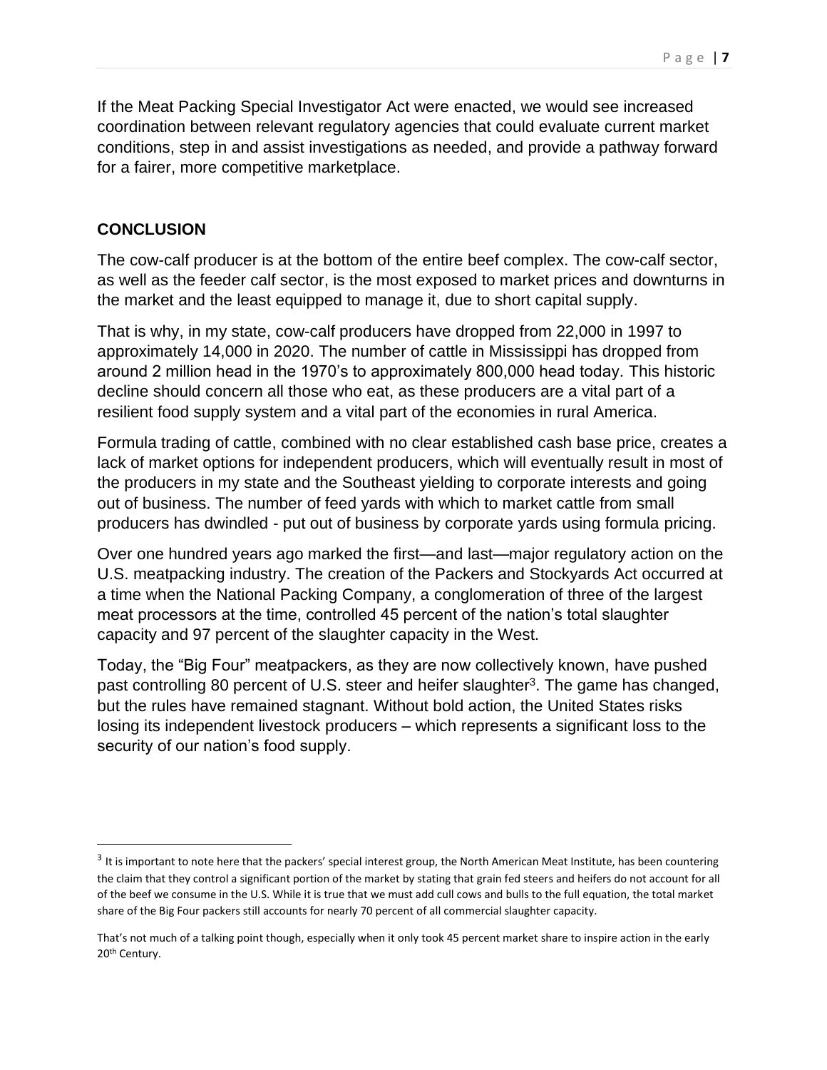If the Meat Packing Special Investigator Act were enacted, we would see increased coordination between relevant regulatory agencies that could evaluate current market conditions, step in and assist investigations as needed, and provide a pathway forward for a fairer, more competitive marketplace.

## CONCLUSION

The cow-calf producer is at the bottom of the entire beef complex. The cow-calf sector, as well as the feeder calf sector, is the most exposed to market prices and downturns in the market and the least equipped to manage it, due to short capital supply.

That is why, in my state, cow-calf producers have dropped from 22,000 in 1997 to approximately 14,000 in 2020. The number of cattle in Mississippi has dropped from around 2 million head in the 1970's to approximately 800,000 head today. This historic decline should concern all those who eat, as these producers are a vital part of a resilient food supply system and a vital part of the economies in rural America.

Formula trading of cattle, combined with no clear established cash base price, creates a lack of market options for independent producers, which will eventually result in most of the producers in my state and the Southeast yielding to corporate interests and going out of business. The number of feed yards with which to market cattle from small producers has dwindled - put out of business by corporate yards using formula pricing.

Over one hundred years ago marked the first—and last—major regulatory action on the U.S. meatpacking industry. The creation of the Packers and Stockyards Act occurred at a time when the National Packing Company, a conglomeration of three of the largest meat processors at the time, controlled 45 percent of the nation's total slaughter capacity and 97 percent of the slaughter capacity in the West.

Today, the "Big Four" meatpackers, as they are now collectively known, have pushed past controlling 80 percent of U.S. steer and heifer slaughter[3]. The game has changed, but the rules have remained stagnant. Without bold action, the United States risks losing its independent livestock producers – which represents a significant loss to the security of our nation's food supply.

---

[3] It is important to note here that the packers' special interest group, the North American Meat Institute, has been countering the claim that they control a significant portion of the market by stating that grain fed steers and heifers do not account for all of the beef we consume in the U.S. While it is true that we must add cull cows and bulls to the full equation, the total market share of the Big Four packers still accounts for nearly 70 percent of all commercial slaughter capacity.

That's not much of a talking point though, especially when it only took 45 percent market share to inspire action in the early 20th Century.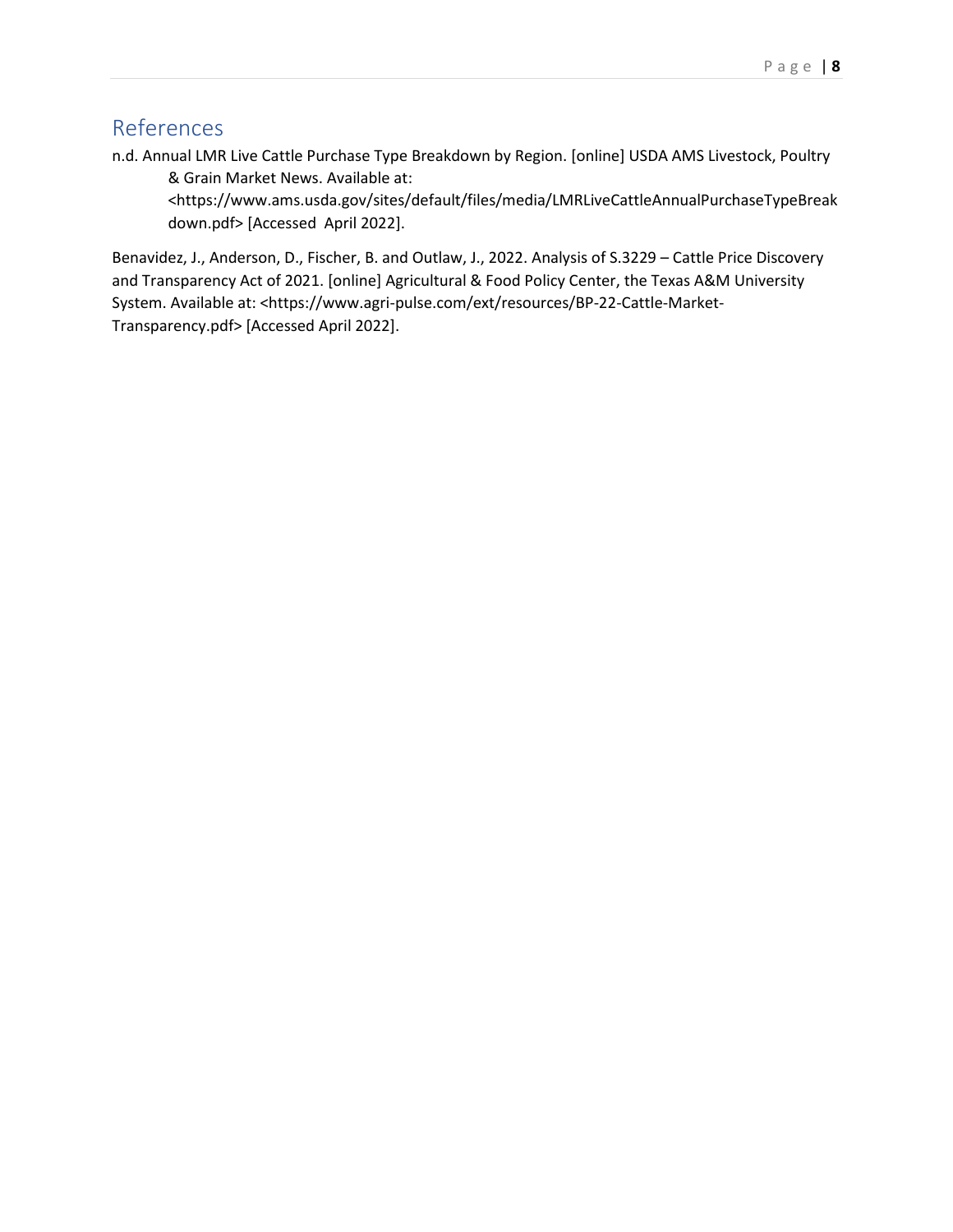# References

n.d. Annual LMR Live Cattle Purchase Type Breakdown by Region. [online] USDA AMS Livestock, Poultry & Grain Market News. Available at: <https://www.ams.usda.gov/sites/default/files/media/LMRLiveCattleAnnualPurchaseTypeBreakdown.pdf> [Accessed April 2022].

Benavidez, J., Anderson, D., Fischer, B. and Outlaw, J., 2022. Analysis of S.3229 – Cattle Price Discovery and Transparency Act of 2021. [online] Agricultural & Food Policy Center, the Texas A&M University System. Available at: <https://www.agri-pulse.com/ext/resources/BP-22-Cattle-Market-Transparency.pdf> [Accessed April 2022].